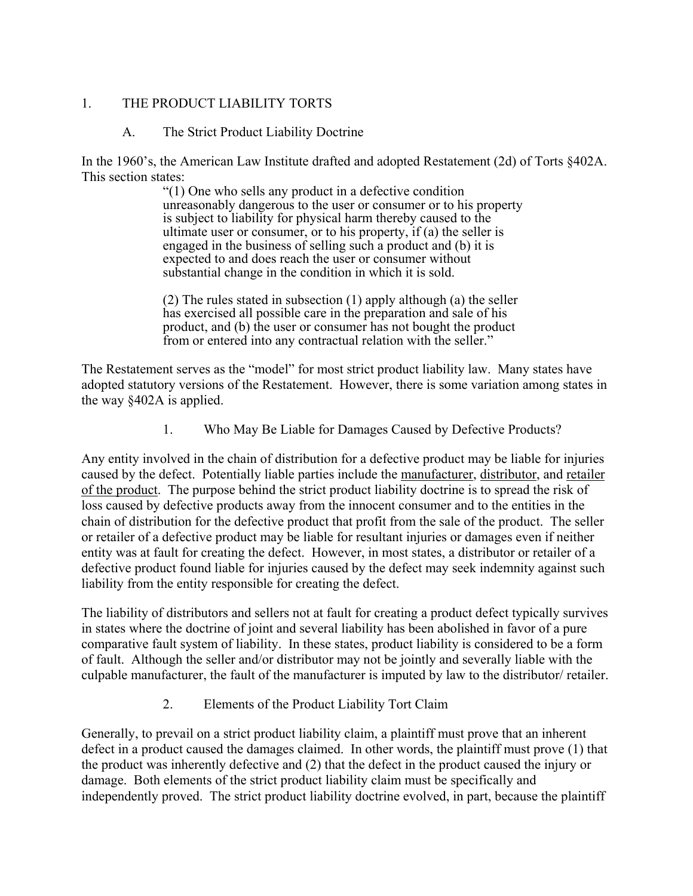# 1. THE PRODUCT LIABILITY TORTS

## A. The Strict Product Liability Doctrine

In the 1960's, the American Law Institute drafted and adopted Restatement (2d) of Torts §402A. This section states:

> "(1) One who sells any product in a defective condition unreasonably dangerous to the user or consumer or to his property is subject to liability for physical harm thereby caused to the ultimate user or consumer, or to his property, if (a) the seller is engaged in the business of selling such a product and (b) it is expected to and does reach the user or consumer without substantial change in the condition in which it is sold.
>
> (2) The rules stated in subsection (1) apply although (a) the seller has exercised all possible care in the preparation and sale of his product, and (b) the user or consumer has not bought the product from or entered into any contractual relation with the seller."

The Restatement serves as the "model" for most strict product liability law. Many states have adopted statutory versions of the Restatement. However, there is some variation among states in the way §402A is applied.

### 1. Who May Be Liable for Damages Caused by Defective Products?

Any entity involved in the chain of distribution for a defective product may be liable for injuries caused by the defect. Potentially liable parties include the manufacturer, distributor, and retailer of the product. The purpose behind the strict product liability doctrine is to spread the risk of loss caused by defective products away from the innocent consumer and to the entities in the chain of distribution for the defective product that profit from the sale of the product. The seller or retailer of a defective product may be liable for resultant injuries or damages even if neither entity was at fault for creating the defect. However, in most states, a distributor or retailer of a defective product found liable for injuries caused by the defect may seek indemnity against such liability from the entity responsible for creating the defect.

The liability of distributors and sellers not at fault for creating a product defect typically survives in states where the doctrine of joint and several liability has been abolished in favor of a pure comparative fault system of liability. In these states, product liability is considered to be a form of fault. Although the seller and/or distributor may not be jointly and severally liable with the culpable manufacturer, the fault of the manufacturer is imputed by law to the distributor/ retailer.

### 2. Elements of the Product Liability Tort Claim

Generally, to prevail on a strict product liability claim, a plaintiff must prove that an inherent defect in a product caused the damages claimed. In other words, the plaintiff must prove (1) that the product was inherently defective and (2) that the defect in the product caused the injury or damage. Both elements of the strict product liability claim must be specifically and independently proved. The strict product liability doctrine evolved, in part, because the plaintiff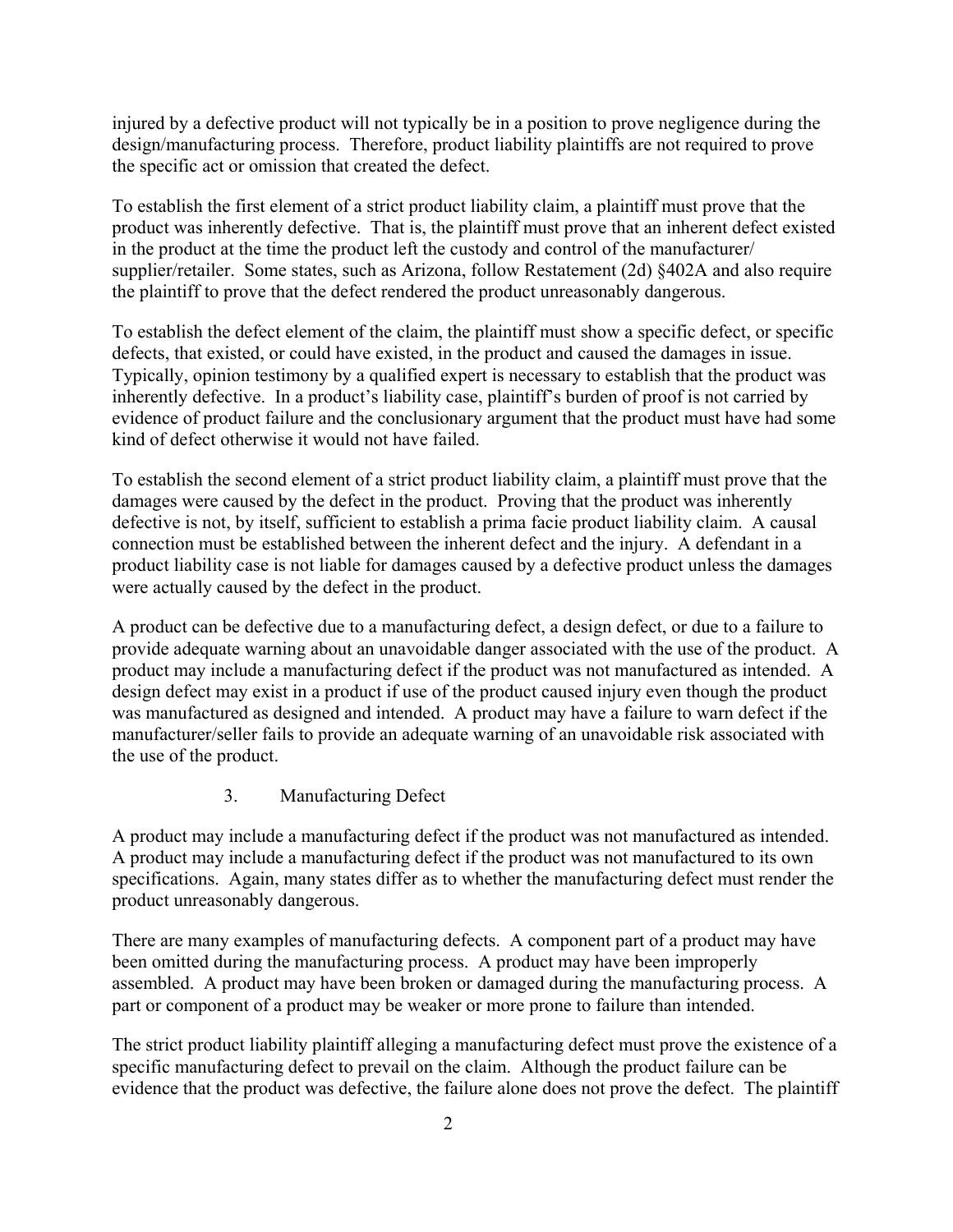injured by a defective product will not typically be in a position to prove negligence during the design/manufacturing process. Therefore, product liability plaintiffs are not required to prove the specific act or omission that created the defect.

To establish the first element of a strict product liability claim, a plaintiff must prove that the product was inherently defective. That is, the plaintiff must prove that an inherent defect existed in the product at the time the product left the custody and control of the manufacturer/ supplier/retailer. Some states, such as Arizona, follow Restatement (2d) §402A and also require the plaintiff to prove that the defect rendered the product unreasonably dangerous.

To establish the defect element of the claim, the plaintiff must show a specific defect, or specific defects, that existed, or could have existed, in the product and caused the damages in issue. Typically, opinion testimony by a qualified expert is necessary to establish that the product was inherently defective. In a product's liability case, plaintiff's burden of proof is not carried by evidence of product failure and the conclusionary argument that the product must have had some kind of defect otherwise it would not have failed.

To establish the second element of a strict product liability claim, a plaintiff must prove that the damages were caused by the defect in the product. Proving that the product was inherently defective is not, by itself, sufficient to establish a prima facie product liability claim. A causal connection must be established between the inherent defect and the injury. A defendant in a product liability case is not liable for damages caused by a defective product unless the damages were actually caused by the defect in the product.

A product can be defective due to a manufacturing defect, a design defect, or due to a failure to provide adequate warning about an unavoidable danger associated with the use of the product. A product may include a manufacturing defect if the product was not manufactured as intended. A design defect may exist in a product if use of the product caused injury even though the product was manufactured as designed and intended. A product may have a failure to warn defect if the manufacturer/seller fails to provide an adequate warning of an unavoidable risk associated with the use of the product.

### 3. Manufacturing Defect

A product may include a manufacturing defect if the product was not manufactured as intended. A product may include a manufacturing defect if the product was not manufactured to its own specifications. Again, many states differ as to whether the manufacturing defect must render the product unreasonably dangerous.

There are many examples of manufacturing defects. A component part of a product may have been omitted during the manufacturing process. A product may have been improperly assembled. A product may have been broken or damaged during the manufacturing process. A part or component of a product may be weaker or more prone to failure than intended.

The strict product liability plaintiff alleging a manufacturing defect must prove the existence of a specific manufacturing defect to prevail on the claim. Although the product failure can be evidence that the product was defective, the failure alone does not prove the defect. The plaintiff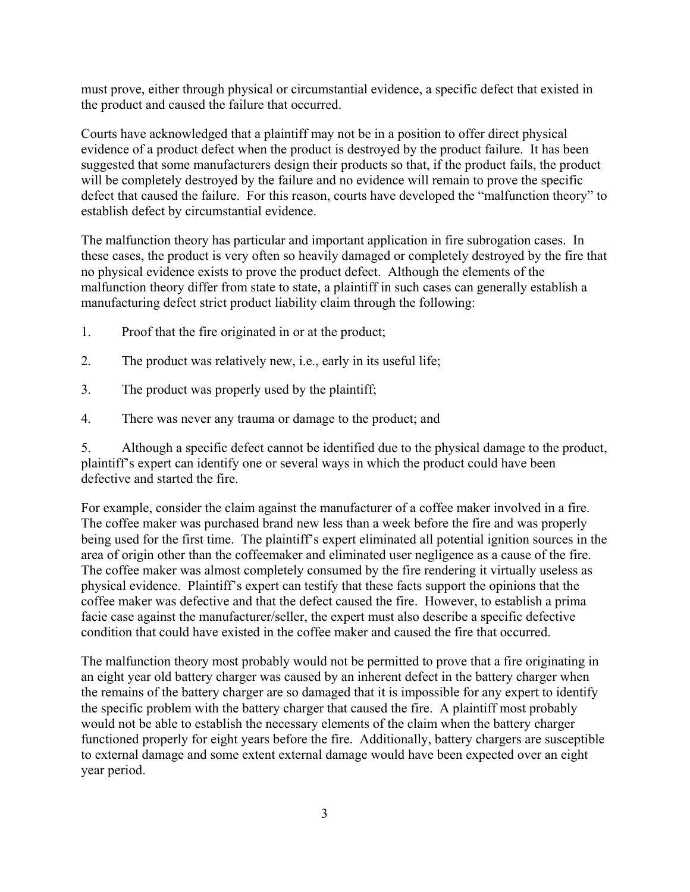must prove, either through physical or circumstantial evidence, a specific defect that existed in the product and caused the failure that occurred.

Courts have acknowledged that a plaintiff may not be in a position to offer direct physical evidence of a product defect when the product is destroyed by the product failure. It has been suggested that some manufacturers design their products so that, if the product fails, the product will be completely destroyed by the failure and no evidence will remain to prove the specific defect that caused the failure. For this reason, courts have developed the "malfunction theory" to establish defect by circumstantial evidence.

The malfunction theory has particular and important application in fire subrogation cases. In these cases, the product is very often so heavily damaged or completely destroyed by the fire that no physical evidence exists to prove the product defect. Although the elements of the malfunction theory differ from state to state, a plaintiff in such cases can generally establish a manufacturing defect strict product liability claim through the following:

1. Proof that the fire originated in or at the product;

2. The product was relatively new, i.e., early in its useful life;

3. The product was properly used by the plaintiff;

4. There was never any trauma or damage to the product; and

5. Although a specific defect cannot be identified due to the physical damage to the product, plaintiff's expert can identify one or several ways in which the product could have been defective and started the fire.

For example, consider the claim against the manufacturer of a coffee maker involved in a fire. The coffee maker was purchased brand new less than a week before the fire and was properly being used for the first time. The plaintiff's expert eliminated all potential ignition sources in the area of origin other than the coffeemaker and eliminated user negligence as a cause of the fire. The coffee maker was almost completely consumed by the fire rendering it virtually useless as physical evidence. Plaintiff's expert can testify that these facts support the opinions that the coffee maker was defective and that the defect caused the fire. However, to establish a prima facie case against the manufacturer/seller, the expert must also describe a specific defective condition that could have existed in the coffee maker and caused the fire that occurred.

The malfunction theory most probably would not be permitted to prove that a fire originating in an eight year old battery charger was caused by an inherent defect in the battery charger when the remains of the battery charger are so damaged that it is impossible for any expert to identify the specific problem with the battery charger that caused the fire. A plaintiff most probably would not be able to establish the necessary elements of the claim when the battery charger functioned properly for eight years before the fire. Additionally, battery chargers are susceptible to external damage and some extent external damage would have been expected over an eight year period.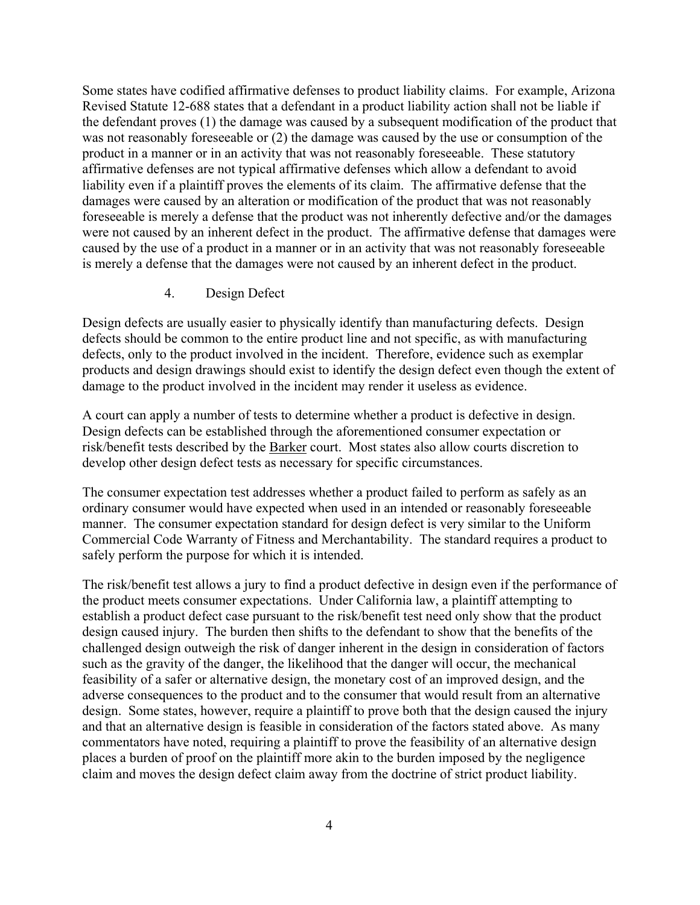Some states have codified affirmative defenses to product liability claims. For example, Arizona Revised Statute 12-688 states that a defendant in a product liability action shall not be liable if the defendant proves (1) the damage was caused by a subsequent modification of the product that was not reasonably foreseeable or (2) the damage was caused by the use or consumption of the product in a manner or in an activity that was not reasonably foreseeable. These statutory affirmative defenses are not typical affirmative defenses which allow a defendant to avoid liability even if a plaintiff proves the elements of its claim. The affirmative defense that the damages were caused by an alteration or modification of the product that was not reasonably foreseeable is merely a defense that the product was not inherently defective and/or the damages were not caused by an inherent defect in the product. The affirmative defense that damages were caused by the use of a product in a manner or in an activity that was not reasonably foreseeable is merely a defense that the damages were not caused by an inherent defect in the product.

### 4. Design Defect

Design defects are usually easier to physically identify than manufacturing defects. Design defects should be common to the entire product line and not specific, as with manufacturing defects, only to the product involved in the incident. Therefore, evidence such as exemplar products and design drawings should exist to identify the design defect even though the extent of damage to the product involved in the incident may render it useless as evidence.

A court can apply a number of tests to determine whether a product is defective in design. Design defects can be established through the aforementioned consumer expectation or risk/benefit tests described by the Barker court. Most states also allow courts discretion to develop other design defect tests as necessary for specific circumstances.

The consumer expectation test addresses whether a product failed to perform as safely as an ordinary consumer would have expected when used in an intended or reasonably foreseeable manner. The consumer expectation standard for design defect is very similar to the Uniform Commercial Code Warranty of Fitness and Merchantability. The standard requires a product to safely perform the purpose for which it is intended.

The risk/benefit test allows a jury to find a product defective in design even if the performance of the product meets consumer expectations. Under California law, a plaintiff attempting to establish a product defect case pursuant to the risk/benefit test need only show that the product design caused injury. The burden then shifts to the defendant to show that the benefits of the challenged design outweigh the risk of danger inherent in the design in consideration of factors such as the gravity of the danger, the likelihood that the danger will occur, the mechanical feasibility of a safer or alternative design, the monetary cost of an improved design, and the adverse consequences to the product and to the consumer that would result from an alternative design. Some states, however, require a plaintiff to prove both that the design caused the injury and that an alternative design is feasible in consideration of the factors stated above. As many commentators have noted, requiring a plaintiff to prove the feasibility of an alternative design places a burden of proof on the plaintiff more akin to the burden imposed by the negligence claim and moves the design defect claim away from the doctrine of strict product liability.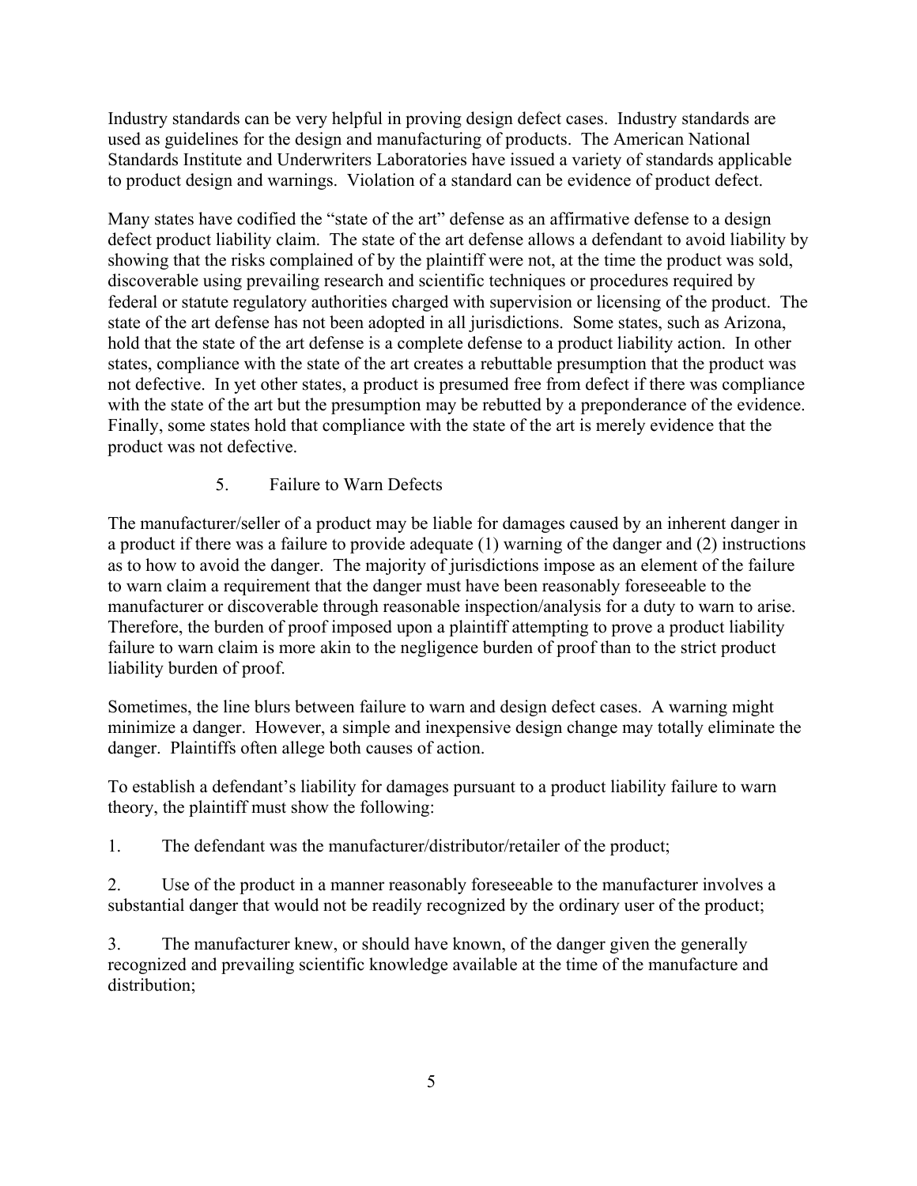Industry standards can be very helpful in proving design defect cases. Industry standards are used as guidelines for the design and manufacturing of products. The American National Standards Institute and Underwriters Laboratories have issued a variety of standards applicable to product design and warnings. Violation of a standard can be evidence of product defect.

Many states have codified the "state of the art" defense as an affirmative defense to a design defect product liability claim. The state of the art defense allows a defendant to avoid liability by showing that the risks complained of by the plaintiff were not, at the time the product was sold, discoverable using prevailing research and scientific techniques or procedures required by federal or statute regulatory authorities charged with supervision or licensing of the product. The state of the art defense has not been adopted in all jurisdictions. Some states, such as Arizona, hold that the state of the art defense is a complete defense to a product liability action. In other states, compliance with the state of the art creates a rebuttable presumption that the product was not defective. In yet other states, a product is presumed free from defect if there was compliance with the state of the art but the presumption may be rebutted by a preponderance of the evidence. Finally, some states hold that compliance with the state of the art is merely evidence that the product was not defective.

### 5. Failure to Warn Defects

The manufacturer/seller of a product may be liable for damages caused by an inherent danger in a product if there was a failure to provide adequate (1) warning of the danger and (2) instructions as to how to avoid the danger. The majority of jurisdictions impose as an element of the failure to warn claim a requirement that the danger must have been reasonably foreseeable to the manufacturer or discoverable through reasonable inspection/analysis for a duty to warn to arise. Therefore, the burden of proof imposed upon a plaintiff attempting to prove a product liability failure to warn claim is more akin to the negligence burden of proof than to the strict product liability burden of proof.

Sometimes, the line blurs between failure to warn and design defect cases. A warning might minimize a danger. However, a simple and inexpensive design change may totally eliminate the danger. Plaintiffs often allege both causes of action.

To establish a defendant's liability for damages pursuant to a product liability failure to warn theory, the plaintiff must show the following:

1. The defendant was the manufacturer/distributor/retailer of the product;

2. Use of the product in a manner reasonably foreseeable to the manufacturer involves a substantial danger that would not be readily recognized by the ordinary user of the product;

3. The manufacturer knew, or should have known, of the danger given the generally recognized and prevailing scientific knowledge available at the time of the manufacture and distribution;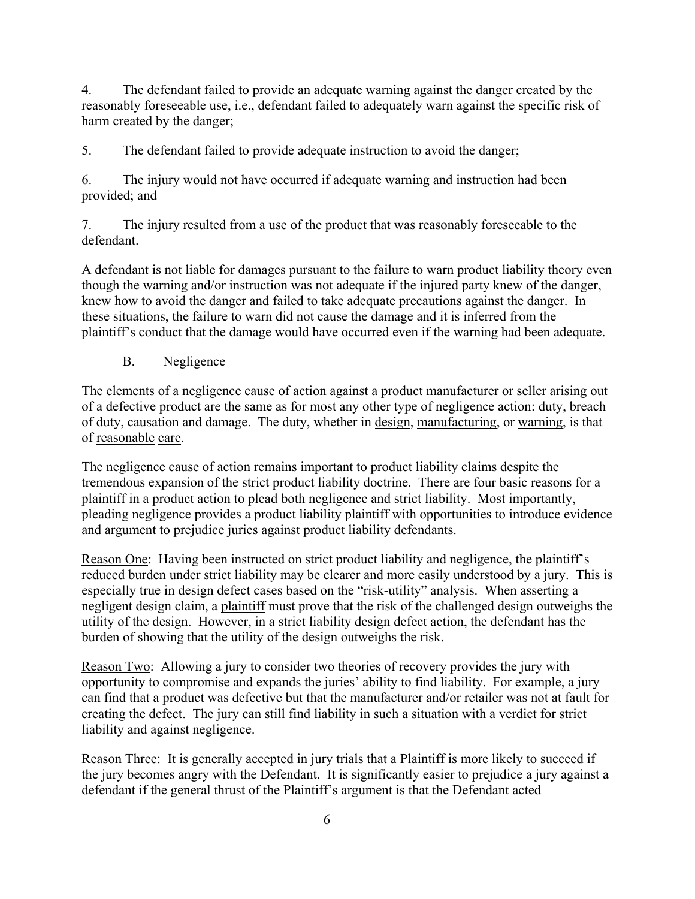4. The defendant failed to provide an adequate warning against the danger created by the reasonably foreseeable use, i.e., defendant failed to adequately warn against the specific risk of harm created by the danger;

5. The defendant failed to provide adequate instruction to avoid the danger;

6. The injury would not have occurred if adequate warning and instruction had been provided; and

7. The injury resulted from a use of the product that was reasonably foreseeable to the defendant.

A defendant is not liable for damages pursuant to the failure to warn product liability theory even though the warning and/or instruction was not adequate if the injured party knew of the danger, knew how to avoid the danger and failed to take adequate precautions against the danger. In these situations, the failure to warn did not cause the damage and it is inferred from the plaintiff's conduct that the damage would have occurred even if the warning had been adequate.

### B. Negligence

The elements of a negligence cause of action against a product manufacturer or seller arising out of a defective product are the same as for most any other type of negligence action: duty, breach of duty, causation and damage. The duty, whether in <u>design</u>, <u>manufacturing</u>, or <u>warning</u>, is that of <u>reasonable</u> <u>care</u>.

The negligence cause of action remains important to product liability claims despite the tremendous expansion of the strict product liability doctrine. There are four basic reasons for a plaintiff in a product action to plead both negligence and strict liability. Most importantly, pleading negligence provides a product liability plaintiff with opportunities to introduce evidence and argument to prejudice juries against product liability defendants.

<u>Reason One</u>: Having been instructed on strict product liability and negligence, the plaintiff's reduced burden under strict liability may be clearer and more easily understood by a jury. This is especially true in design defect cases based on the "risk-utility" analysis. When asserting a negligent design claim, a <u>plaintiff</u> must prove that the risk of the challenged design outweighs the utility of the design. However, in a strict liability design defect action, the <u>defendant</u> has the burden of showing that the utility of the design outweighs the risk.

<u>Reason Two</u>: Allowing a jury to consider two theories of recovery provides the jury with opportunity to compromise and expands the juries' ability to find liability. For example, a jury can find that a product was defective but that the manufacturer and/or retailer was not at fault for creating the defect. The jury can still find liability in such a situation with a verdict for strict liability and against negligence.

<u>Reason Three</u>: It is generally accepted in jury trials that a Plaintiff is more likely to succeed if the jury becomes angry with the Defendant. It is significantly easier to prejudice a jury against a defendant if the general thrust of the Plaintiff's argument is that the Defendant acted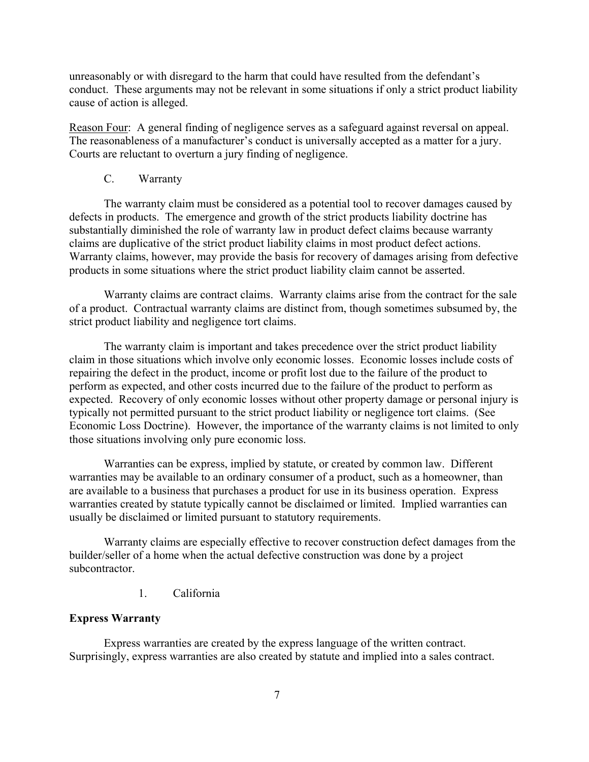unreasonably or with disregard to the harm that could have resulted from the defendant's conduct. These arguments may not be relevant in some situations if only a strict product liability cause of action is alleged.

Reason Four: A general finding of negligence serves as a safeguard against reversal on appeal. The reasonableness of a manufacturer's conduct is universally accepted as a matter for a jury. Courts are reluctant to overturn a jury finding of negligence.

### C. Warranty

The warranty claim must be considered as a potential tool to recover damages caused by defects in products. The emergence and growth of the strict products liability doctrine has substantially diminished the role of warranty law in product defect claims because warranty claims are duplicative of the strict product liability claims in most product defect actions. Warranty claims, however, may provide the basis for recovery of damages arising from defective products in some situations where the strict product liability claim cannot be asserted.

Warranty claims are contract claims. Warranty claims arise from the contract for the sale of a product. Contractual warranty claims are distinct from, though sometimes subsumed by, the strict product liability and negligence tort claims.

The warranty claim is important and takes precedence over the strict product liability claim in those situations which involve only economic losses. Economic losses include costs of repairing the defect in the product, income or profit lost due to the failure of the product to perform as expected, and other costs incurred due to the failure of the product to perform as expected. Recovery of only economic losses without other property damage or personal injury is typically not permitted pursuant to the strict product liability or negligence tort claims. (See Economic Loss Doctrine). However, the importance of the warranty claims is not limited to only those situations involving only pure economic loss.

Warranties can be express, implied by statute, or created by common law. Different warranties may be available to an ordinary consumer of a product, such as a homeowner, than are available to a business that purchases a product for use in its business operation. Express warranties created by statute typically cannot be disclaimed or limited. Implied warranties can usually be disclaimed or limited pursuant to statutory requirements.

Warranty claims are especially effective to recover construction defect damages from the builder/seller of a home when the actual defective construction was done by a project subcontractor.

#### 1. California

**Express Warranty**

Express warranties are created by the express language of the written contract. Surprisingly, express warranties are also created by statute and implied into a sales contract.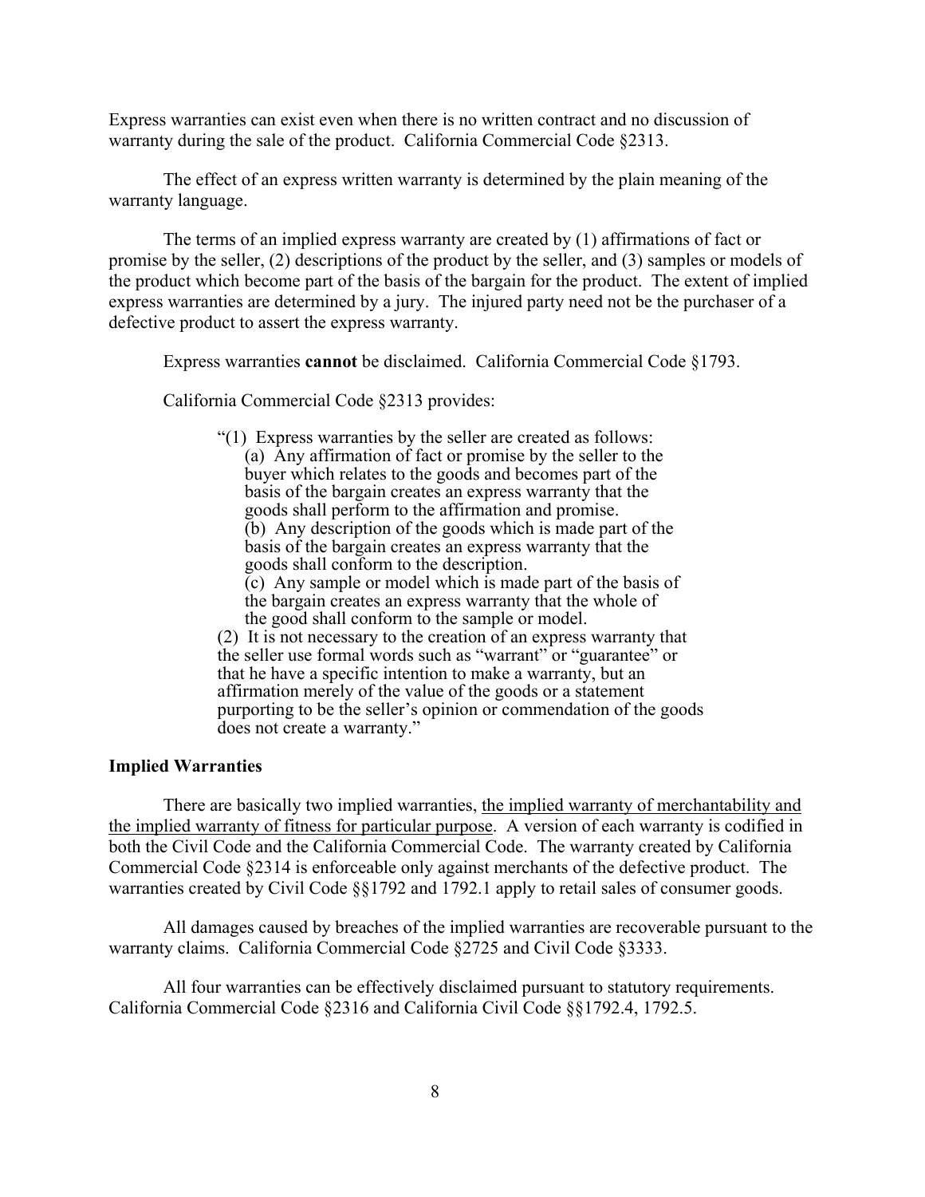Express warranties can exist even when there is no written contract and no discussion of warranty during the sale of the product. California Commercial Code §2313.

The effect of an express written warranty is determined by the plain meaning of the warranty language.

The terms of an implied express warranty are created by (1) affirmations of fact or promise by the seller, (2) descriptions of the product by the seller, and (3) samples or models of the product which become part of the basis of the bargain for the product. The extent of implied express warranties are determined by a jury. The injured party need not be the purchaser of a defective product to assert the express warranty.

Express warranties **cannot** be disclaimed. California Commercial Code §1793.

California Commercial Code §2313 provides:

> "(1) Express warranties by the seller are created as follows:
> (a) Any affirmation of fact or promise by the seller to the buyer which relates to the goods and becomes part of the basis of the bargain creates an express warranty that the goods shall perform to the affirmation and promise.
> (b) Any description of the goods which is made part of the basis of the bargain creates an express warranty that the goods shall conform to the description.
> (c) Any sample or model which is made part of the basis of the bargain creates an express warranty that the whole of the good shall conform to the sample or model.
> (2) It is not necessary to the creation of an express warranty that the seller use formal words such as "warrant" or "guarantee" or that he have a specific intention to make a warranty, but an affirmation merely of the value of the goods or a statement purporting to be the seller's opinion or commendation of the goods does not create a warranty."

**Implied Warranties**

There are basically two implied warranties, <u>the implied warranty of merchantability and the implied warranty of fitness for particular purpose</u>. A version of each warranty is codified in both the Civil Code and the California Commercial Code. The warranty created by California Commercial Code §2314 is enforceable only against merchants of the defective product. The warranties created by Civil Code §§1792 and 1792.1 apply to retail sales of consumer goods.

All damages caused by breaches of the implied warranties are recoverable pursuant to the warranty claims. California Commercial Code §2725 and Civil Code §3333.

All four warranties can be effectively disclaimed pursuant to statutory requirements. California Commercial Code §2316 and California Civil Code §§1792.4, 1792.5.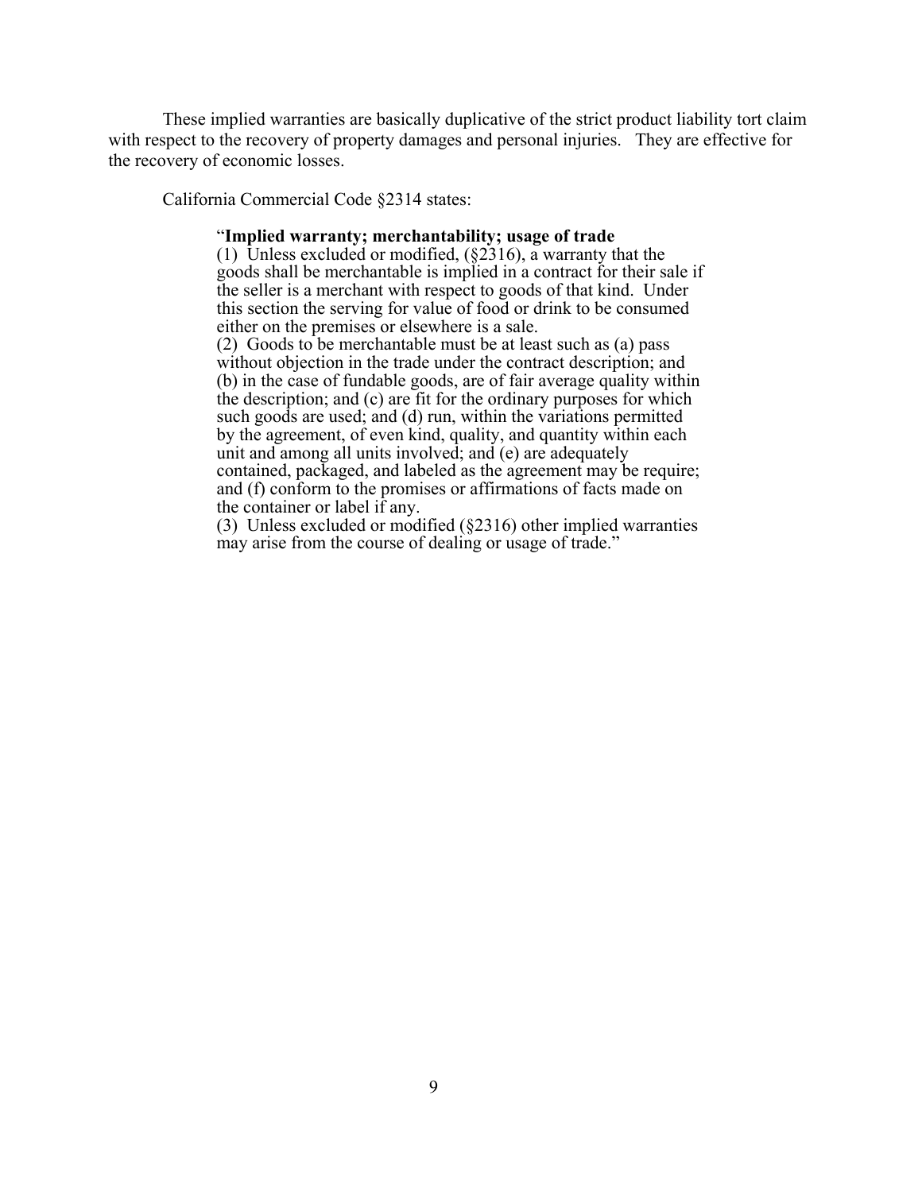These implied warranties are basically duplicative of the strict product liability tort claim with respect to the recovery of property damages and personal injuries. They are effective for the recovery of economic losses.

California Commercial Code §2314 states:

> "**Implied warranty; merchantability; usage of trade**
> (1) Unless excluded or modified, (§2316), a warranty that the goods shall be merchantable is implied in a contract for their sale if the seller is a merchant with respect to goods of that kind. Under this section the serving for value of food or drink to be consumed either on the premises or elsewhere is a sale.
> (2) Goods to be merchantable must be at least such as (a) pass without objection in the trade under the contract description; and (b) in the case of fundable goods, are of fair average quality within the description; and (c) are fit for the ordinary purposes for which such goods are used; and (d) run, within the variations permitted by the agreement, of even kind, quality, and quantity within each unit and among all units involved; and (e) are adequately contained, packaged, and labeled as the agreement may be require; and (f) conform to the promises or affirmations of facts made on the container or label if any.
> (3) Unless excluded or modified (§2316) other implied warranties may arise from the course of dealing or usage of trade."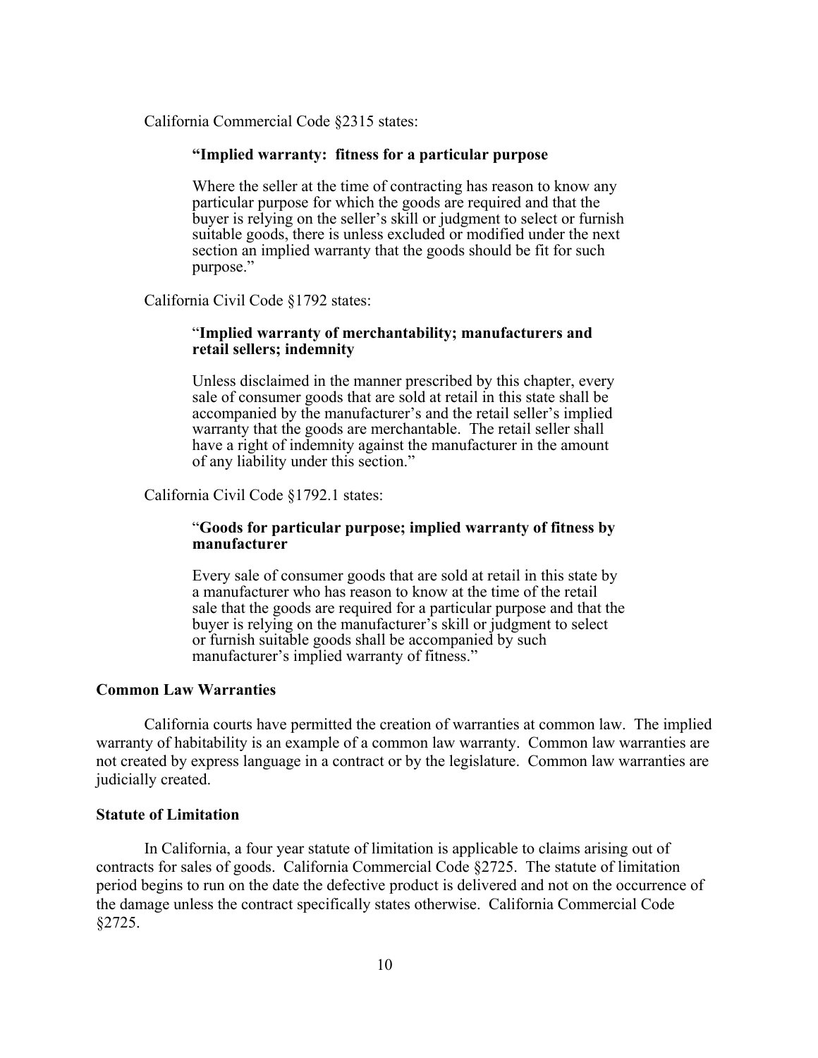California Commercial Code §2315 states:

> **"Implied warranty: fitness for a particular purpose**
>
> Where the seller at the time of contracting has reason to know any particular purpose for which the goods are required and that the buyer is relying on the seller's skill or judgment to select or furnish suitable goods, there is unless excluded or modified under the next section an implied warranty that the goods should be fit for such purpose."

California Civil Code §1792 states:

> "**Implied warranty of merchantability; manufacturers and retail sellers; indemnity**
>
> Unless disclaimed in the manner prescribed by this chapter, every sale of consumer goods that are sold at retail in this state shall be accompanied by the manufacturer's and the retail seller's implied warranty that the goods are merchantable. The retail seller shall have a right of indemnity against the manufacturer in the amount of any liability under this section."

California Civil Code §1792.1 states:

> "**Goods for particular purpose; implied warranty of fitness by manufacturer**
>
> Every sale of consumer goods that are sold at retail in this state by a manufacturer who has reason to know at the time of the retail sale that the goods are required for a particular purpose and that the buyer is relying on the manufacturer's skill or judgment to select or furnish suitable goods shall be accompanied by such manufacturer's implied warranty of fitness."

**Common Law Warranties**

California courts have permitted the creation of warranties at common law. The implied warranty of habitability is an example of a common law warranty. Common law warranties are not created by express language in a contract or by the legislature. Common law warranties are judicially created.

**Statute of Limitation**

In California, a four year statute of limitation is applicable to claims arising out of contracts for sales of goods. California Commercial Code §2725. The statute of limitation period begins to run on the date the defective product is delivered and not on the occurrence of the damage unless the contract specifically states otherwise. California Commercial Code §2725.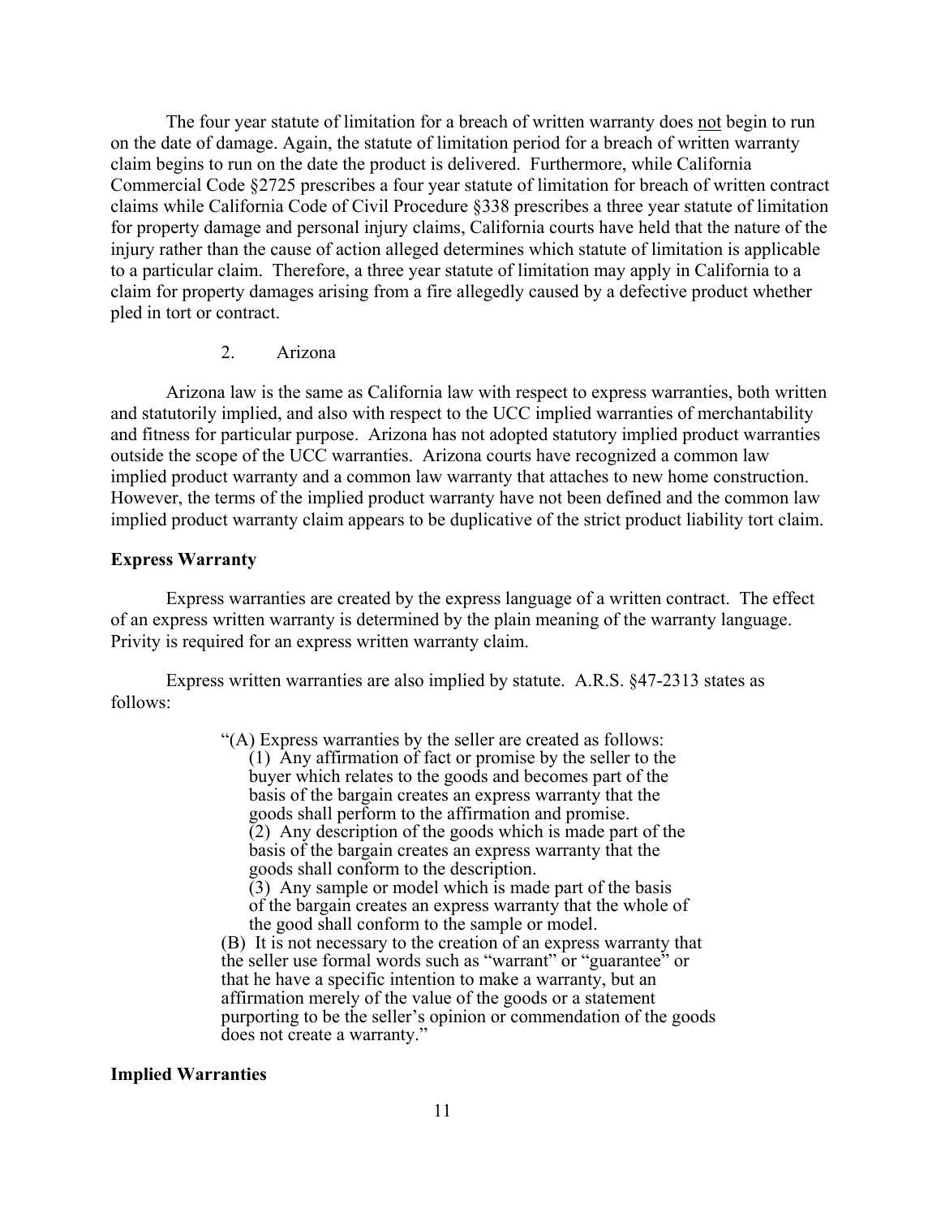The four year statute of limitation for a breach of written warranty does not begin to run on the date of damage. Again, the statute of limitation period for a breach of written warranty claim begins to run on the date the product is delivered. Furthermore, while California Commercial Code §2725 prescribes a four year statute of limitation for breach of written contract claims while California Code of Civil Procedure §338 prescribes a three year statute of limitation for property damage and personal injury claims, California courts have held that the nature of the injury rather than the cause of action alleged determines which statute of limitation is applicable to a particular claim. Therefore, a three year statute of limitation may apply in California to a claim for property damages arising from a fire allegedly caused by a defective product whether pled in tort or contract.

2. Arizona

Arizona law is the same as California law with respect to express warranties, both written and statutorily implied, and also with respect to the UCC implied warranties of merchantability and fitness for particular purpose. Arizona has not adopted statutory implied product warranties outside the scope of the UCC warranties. Arizona courts have recognized a common law implied product warranty and a common law warranty that attaches to new home construction. However, the terms of the implied product warranty have not been defined and the common law implied product warranty claim appears to be duplicative of the strict product liability tort claim.

**Express Warranty**

Express warranties are created by the express language of a written contract. The effect of an express written warranty is determined by the plain meaning of the warranty language. Privity is required for an express written warranty claim.

Express written warranties are also implied by statute. A.R.S. §47-2313 states as follows:

> "(A) Express warranties by the seller are created as follows:
> (1) Any affirmation of fact or promise by the seller to the buyer which relates to the goods and becomes part of the basis of the bargain creates an express warranty that the goods shall perform to the affirmation and promise.
> (2) Any description of the goods which is made part of the basis of the bargain creates an express warranty that the goods shall conform to the description.
> (3) Any sample or model which is made part of the basis of the bargain creates an express warranty that the whole of the good shall conform to the sample or model.
> (B) It is not necessary to the creation of an express warranty that the seller use formal words such as "warrant" or "guarantee" or that he have a specific intention to make a warranty, but an affirmation merely of the value of the goods or a statement purporting to be the seller's opinion or commendation of the goods does not create a warranty."

**Implied Warranties**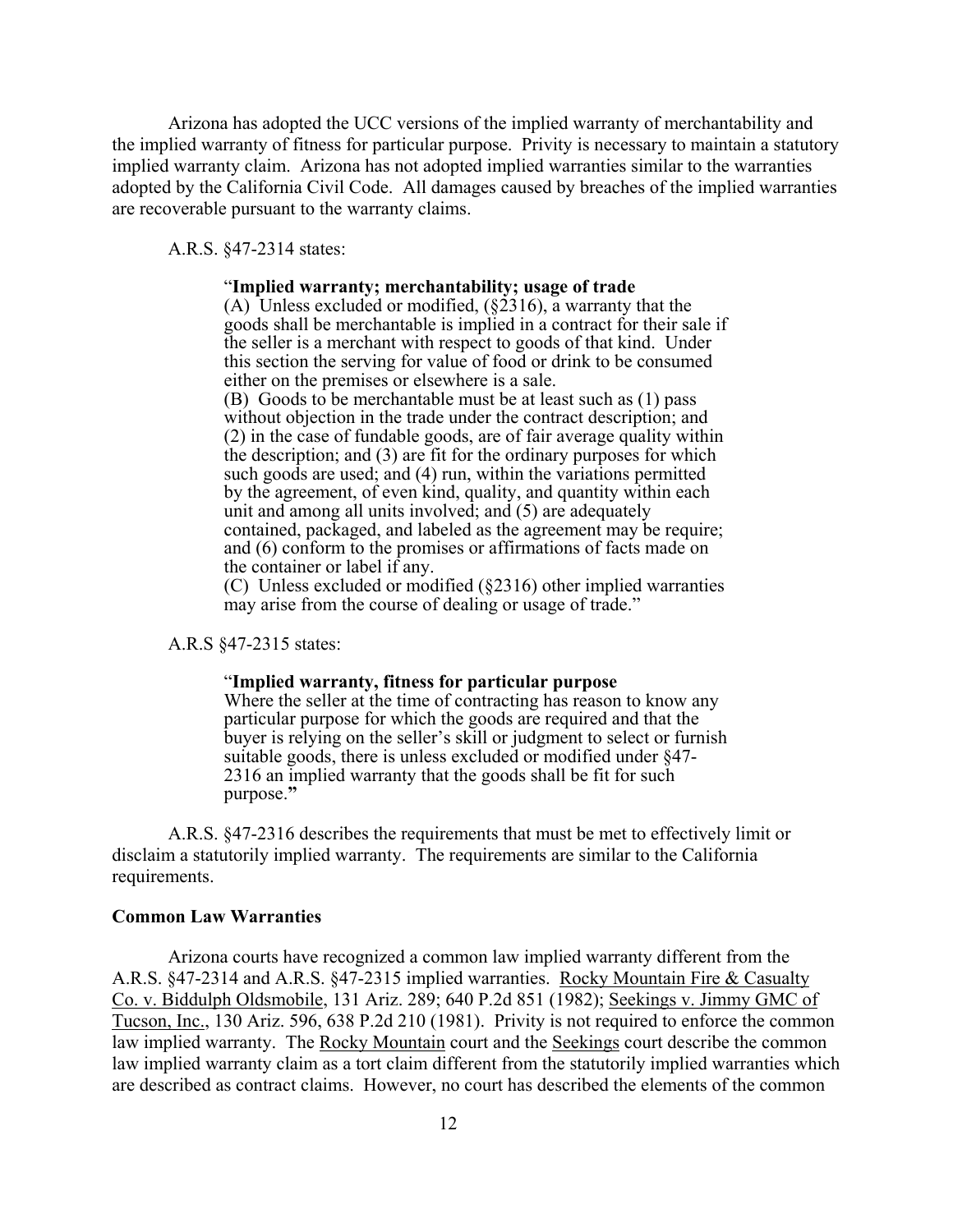Arizona has adopted the UCC versions of the implied warranty of merchantability and the implied warranty of fitness for particular purpose. Privity is necessary to maintain a statutory implied warranty claim. Arizona has not adopted implied warranties similar to the warranties adopted by the California Civil Code. All damages caused by breaches of the implied warranties are recoverable pursuant to the warranty claims.

A.R.S. §47-2314 states:

> "**Implied warranty; merchantability; usage of trade**
> (A) Unless excluded or modified, (§2316), a warranty that the goods shall be merchantable is implied in a contract for their sale if the seller is a merchant with respect to goods of that kind. Under this section the serving for value of food or drink to be consumed either on the premises or elsewhere is a sale.
> (B) Goods to be merchantable must be at least such as (1) pass without objection in the trade under the contract description; and (2) in the case of fundable goods, are of fair average quality within the description; and (3) are fit for the ordinary purposes for which such goods are used; and (4) run, within the variations permitted by the agreement, of even kind, quality, and quantity within each unit and among all units involved; and (5) are adequately contained, packaged, and labeled as the agreement may be require; and (6) conform to the promises or affirmations of facts made on the container or label if any.
> (C) Unless excluded or modified (§2316) other implied warranties may arise from the course of dealing or usage of trade."

A.R.S §47-2315 states:

> "**Implied warranty, fitness for particular purpose**
> Where the seller at the time of contracting has reason to know any particular purpose for which the goods are required and that the buyer is relying on the seller's skill or judgment to select or furnish suitable goods, there is unless excluded or modified under §47-2316 an implied warranty that the goods shall be fit for such purpose.**"**

A.R.S. §47-2316 describes the requirements that must be met to effectively limit or disclaim a statutorily implied warranty. The requirements are similar to the California requirements.

**Common Law Warranties**

Arizona courts have recognized a common law implied warranty different from the A.R.S. §47-2314 and A.R.S. §47-2315 implied warranties. Rocky Mountain Fire & Casualty Co. v. Biddulph Oldsmobile, 131 Ariz. 289; 640 P.2d 851 (1982); Seekings v. Jimmy GMC of Tucson, Inc., 130 Ariz. 596, 638 P.2d 210 (1981). Privity is not required to enforce the common law implied warranty. The Rocky Mountain court and the Seekings court describe the common law implied warranty claim as a tort claim different from the statutorily implied warranties which are described as contract claims. However, no court has described the elements of the common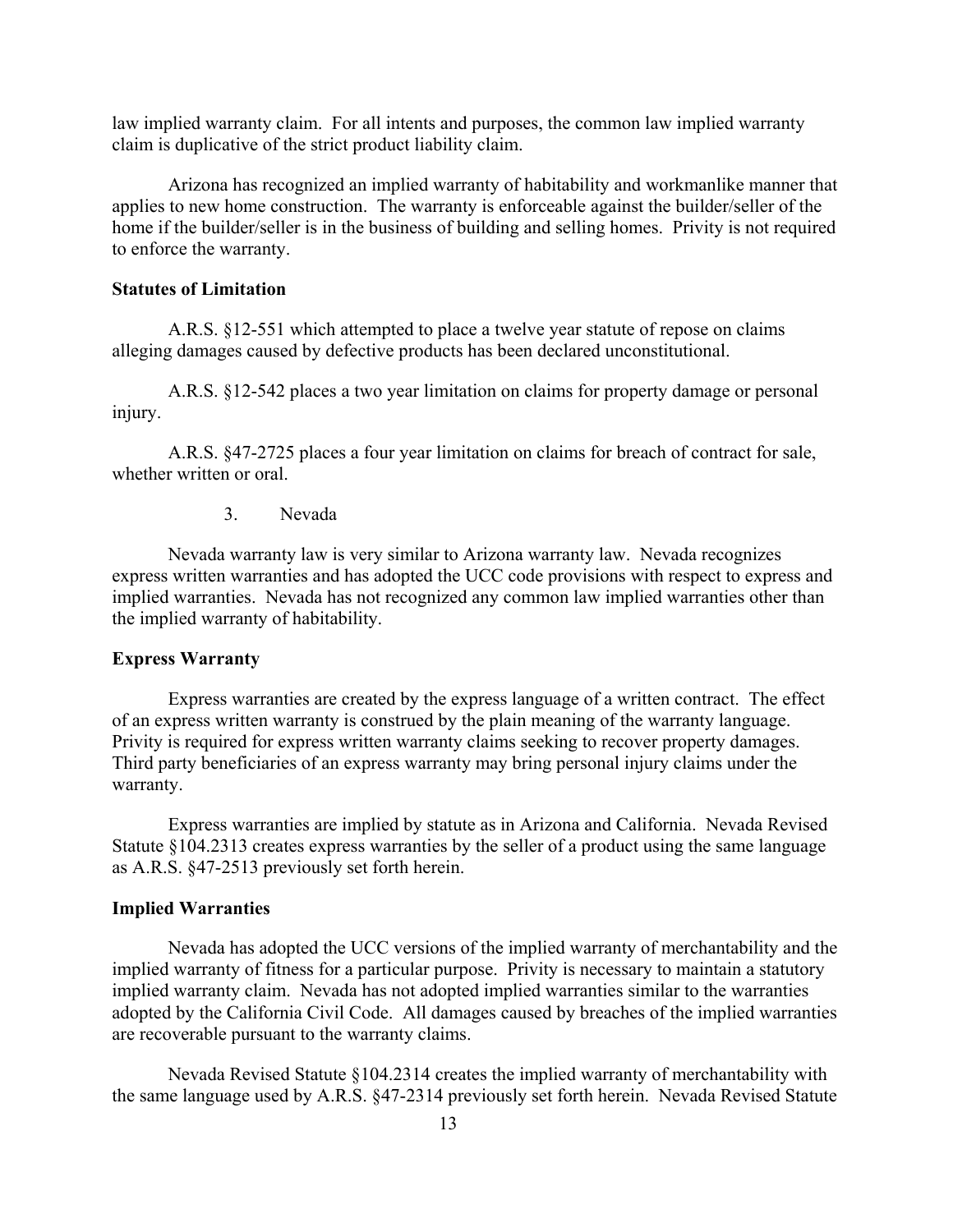law implied warranty claim. For all intents and purposes, the common law implied warranty claim is duplicative of the strict product liability claim.

Arizona has recognized an implied warranty of habitability and workmanlike manner that applies to new home construction. The warranty is enforceable against the builder/seller of the home if the builder/seller is in the business of building and selling homes. Privity is not required to enforce the warranty.

**Statutes of Limitation**

A.R.S. §12-551 which attempted to place a twelve year statute of repose on claims alleging damages caused by defective products has been declared unconstitutional.

A.R.S. §12-542 places a two year limitation on claims for property damage or personal injury.

A.R.S. §47-2725 places a four year limitation on claims for breach of contract for sale, whether written or oral.

3. Nevada

Nevada warranty law is very similar to Arizona warranty law. Nevada recognizes express written warranties and has adopted the UCC code provisions with respect to express and implied warranties. Nevada has not recognized any common law implied warranties other than the implied warranty of habitability.

**Express Warranty**

Express warranties are created by the express language of a written contract. The effect of an express written warranty is construed by the plain meaning of the warranty language. Privity is required for express written warranty claims seeking to recover property damages. Third party beneficiaries of an express warranty may bring personal injury claims under the warranty.

Express warranties are implied by statute as in Arizona and California. Nevada Revised Statute §104.2313 creates express warranties by the seller of a product using the same language as A.R.S. §47-2513 previously set forth herein.

**Implied Warranties**

Nevada has adopted the UCC versions of the implied warranty of merchantability and the implied warranty of fitness for a particular purpose. Privity is necessary to maintain a statutory implied warranty claim. Nevada has not adopted implied warranties similar to the warranties adopted by the California Civil Code. All damages caused by breaches of the implied warranties are recoverable pursuant to the warranty claims.

Nevada Revised Statute §104.2314 creates the implied warranty of merchantability with the same language used by A.R.S. §47-2314 previously set forth herein. Nevada Revised Statute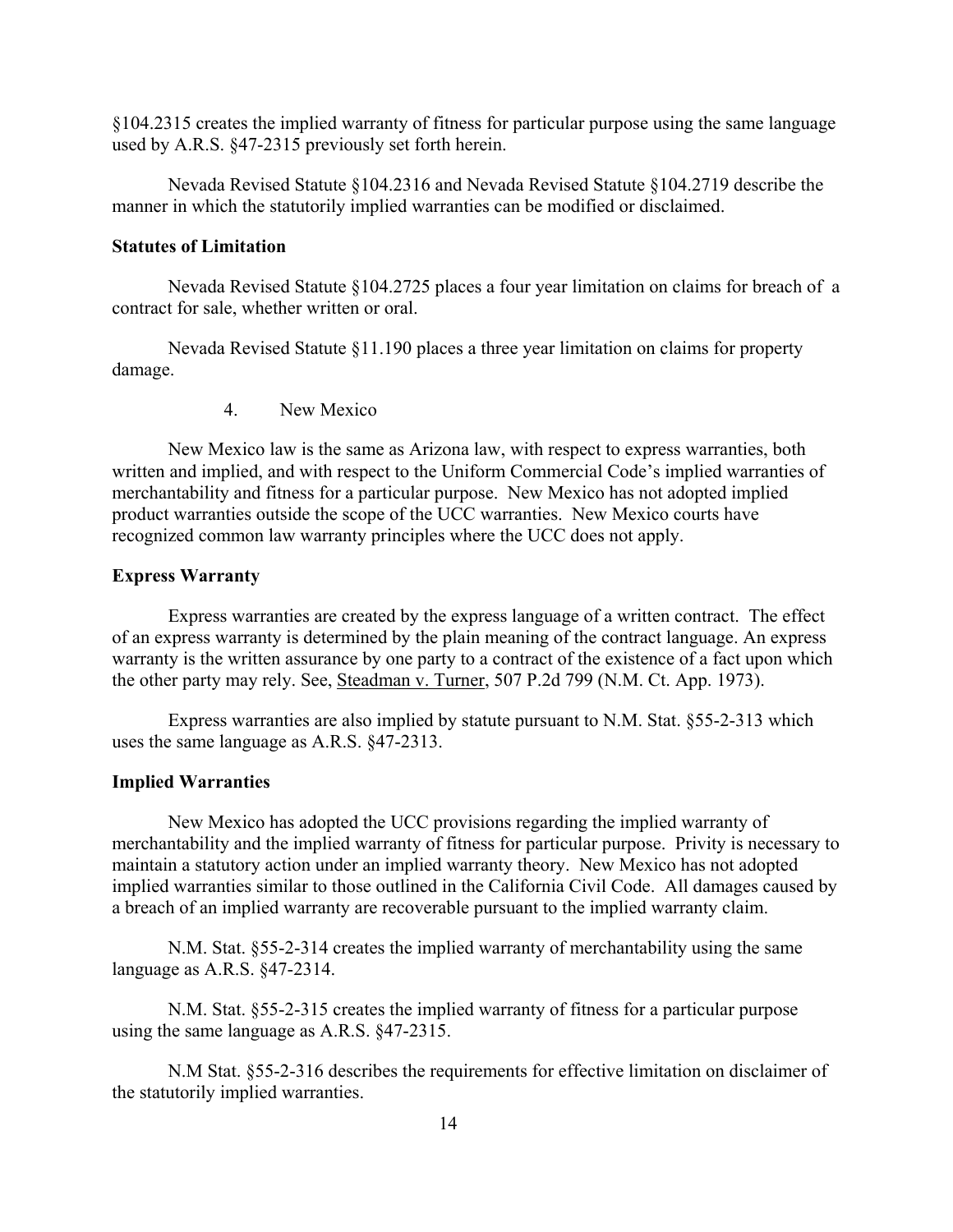§104.2315 creates the implied warranty of fitness for particular purpose using the same language used by A.R.S. §47-2315 previously set forth herein.

Nevada Revised Statute §104.2316 and Nevada Revised Statute §104.2719 describe the manner in which the statutorily implied warranties can be modified or disclaimed.

**Statutes of Limitation**

Nevada Revised Statute §104.2725 places a four year limitation on claims for breach of a contract for sale, whether written or oral.

Nevada Revised Statute §11.190 places a three year limitation on claims for property damage.

4. New Mexico

New Mexico law is the same as Arizona law, with respect to express warranties, both written and implied, and with respect to the Uniform Commercial Code's implied warranties of merchantability and fitness for a particular purpose. New Mexico has not adopted implied product warranties outside the scope of the UCC warranties. New Mexico courts have recognized common law warranty principles where the UCC does not apply.

**Express Warranty**

Express warranties are created by the express language of a written contract. The effect of an express warranty is determined by the plain meaning of the contract language. An express warranty is the written assurance by one party to a contract of the existence of a fact upon which the other party may rely. See, Steadman v. Turner, 507 P.2d 799 (N.M. Ct. App. 1973).

Express warranties are also implied by statute pursuant to N.M. Stat. §55-2-313 which uses the same language as A.R.S. §47-2313.

**Implied Warranties**

New Mexico has adopted the UCC provisions regarding the implied warranty of merchantability and the implied warranty of fitness for particular purpose. Privity is necessary to maintain a statutory action under an implied warranty theory. New Mexico has not adopted implied warranties similar to those outlined in the California Civil Code. All damages caused by a breach of an implied warranty are recoverable pursuant to the implied warranty claim.

N.M. Stat. §55-2-314 creates the implied warranty of merchantability using the same language as A.R.S. §47-2314.

N.M. Stat. §55-2-315 creates the implied warranty of fitness for a particular purpose using the same language as A.R.S. §47-2315.

N.M Stat. §55-2-316 describes the requirements for effective limitation on disclaimer of the statutorily implied warranties.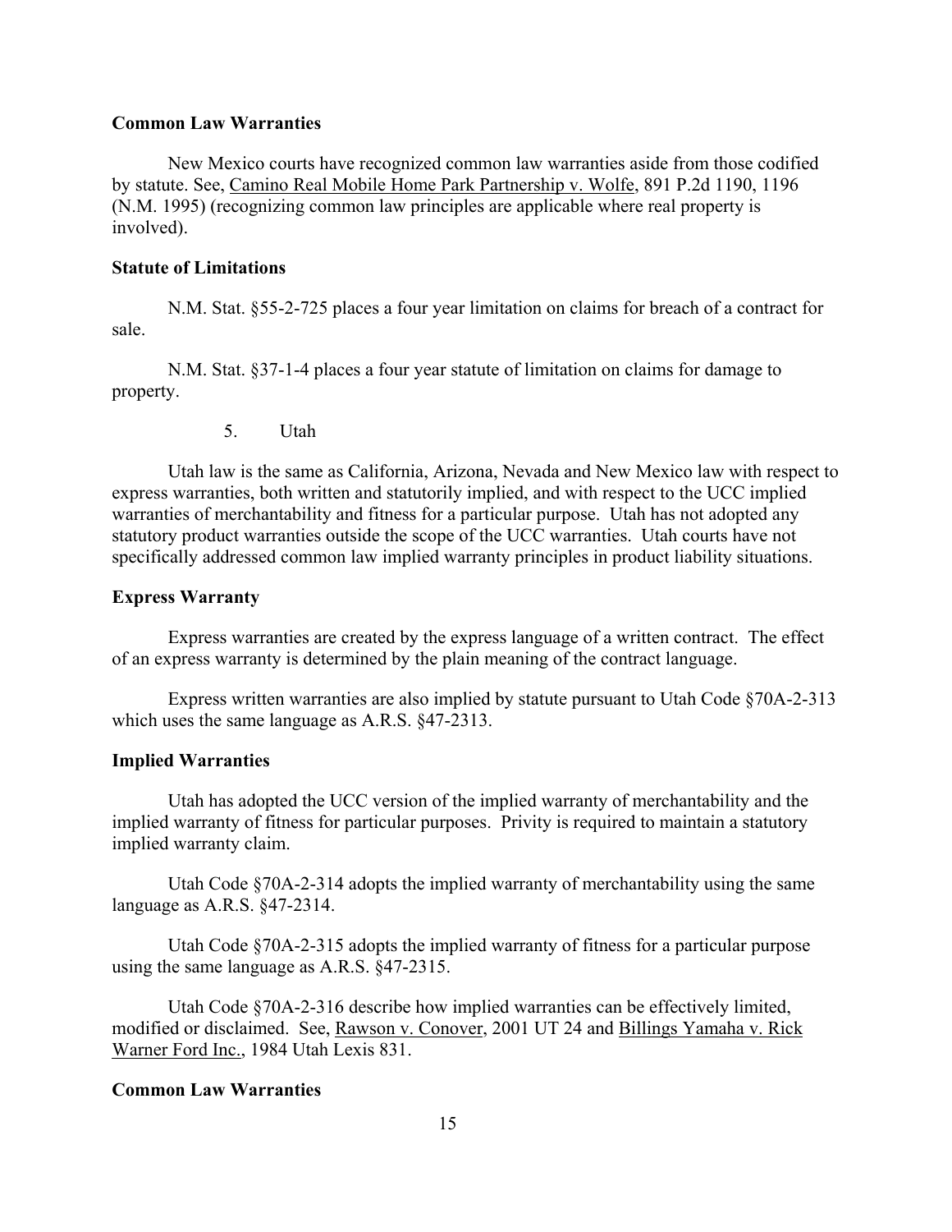**Common Law Warranties**

New Mexico courts have recognized common law warranties aside from those codified by statute. See, Camino Real Mobile Home Park Partnership v. Wolfe, 891 P.2d 1190, 1196 (N.M. 1995) (recognizing common law principles are applicable where real property is involved).

**Statute of Limitations**

N.M. Stat. §55-2-725 places a four year limitation on claims for breach of a contract for sale.

N.M. Stat. §37-1-4 places a four year statute of limitation on claims for damage to property.

5. Utah

Utah law is the same as California, Arizona, Nevada and New Mexico law with respect to express warranties, both written and statutorily implied, and with respect to the UCC implied warranties of merchantability and fitness for a particular purpose. Utah has not adopted any statutory product warranties outside the scope of the UCC warranties. Utah courts have not specifically addressed common law implied warranty principles in product liability situations.

**Express Warranty**

Express warranties are created by the express language of a written contract. The effect of an express warranty is determined by the plain meaning of the contract language.

Express written warranties are also implied by statute pursuant to Utah Code §70A-2-313 which uses the same language as A.R.S. §47-2313.

**Implied Warranties**

Utah has adopted the UCC version of the implied warranty of merchantability and the implied warranty of fitness for particular purposes. Privity is required to maintain a statutory implied warranty claim.

Utah Code §70A-2-314 adopts the implied warranty of merchantability using the same language as A.R.S. §47-2314.

Utah Code §70A-2-315 adopts the implied warranty of fitness for a particular purpose using the same language as A.R.S. §47-2315.

Utah Code §70A-2-316 describe how implied warranties can be effectively limited, modified or disclaimed. See, Rawson v. Conover, 2001 UT 24 and Billings Yamaha v. Rick Warner Ford Inc., 1984 Utah Lexis 831.

**Common Law Warranties**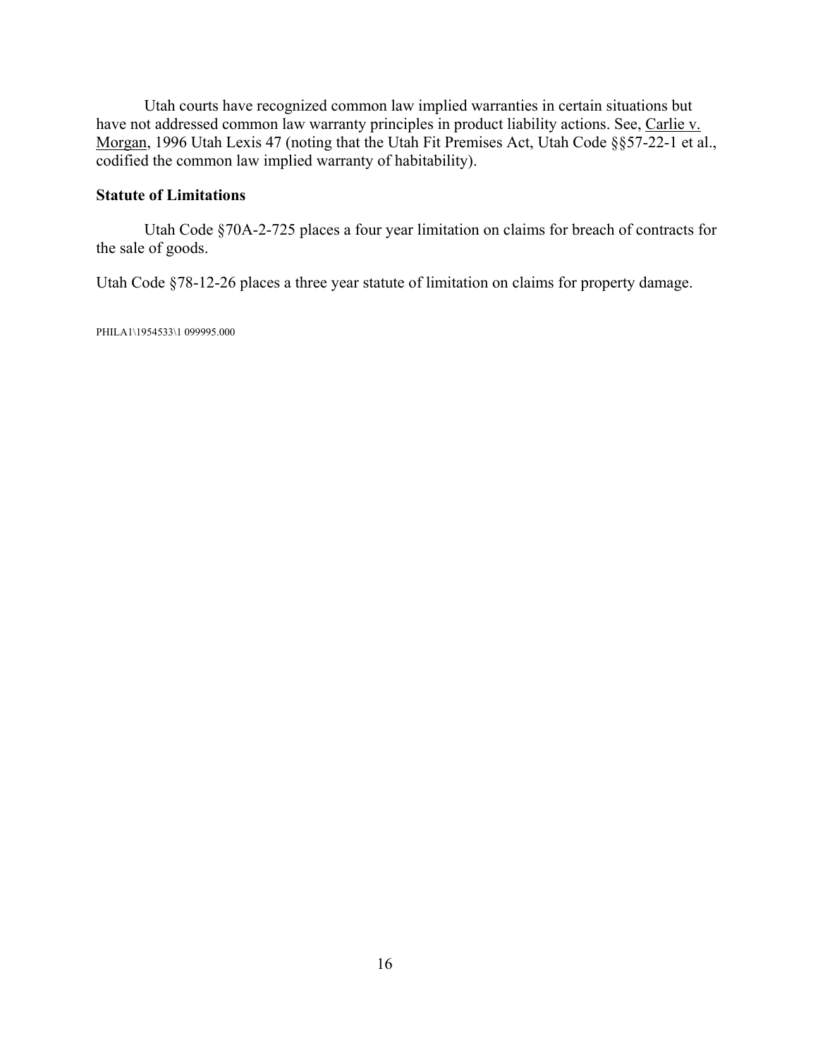Utah courts have recognized common law implied warranties in certain situations but have not addressed common law warranty principles in product liability actions. See, Carlie v. Morgan, 1996 Utah Lexis 47 (noting that the Utah Fit Premises Act, Utah Code §§57-22-1 et al., codified the common law implied warranty of habitability).

**Statute of Limitations**

Utah Code §70A-2-725 places a four year limitation on claims for breach of contracts for the sale of goods.

Utah Code §78-12-26 places a three year statute of limitation on claims for property damage.

PHILA1\1954533\1 099995.000